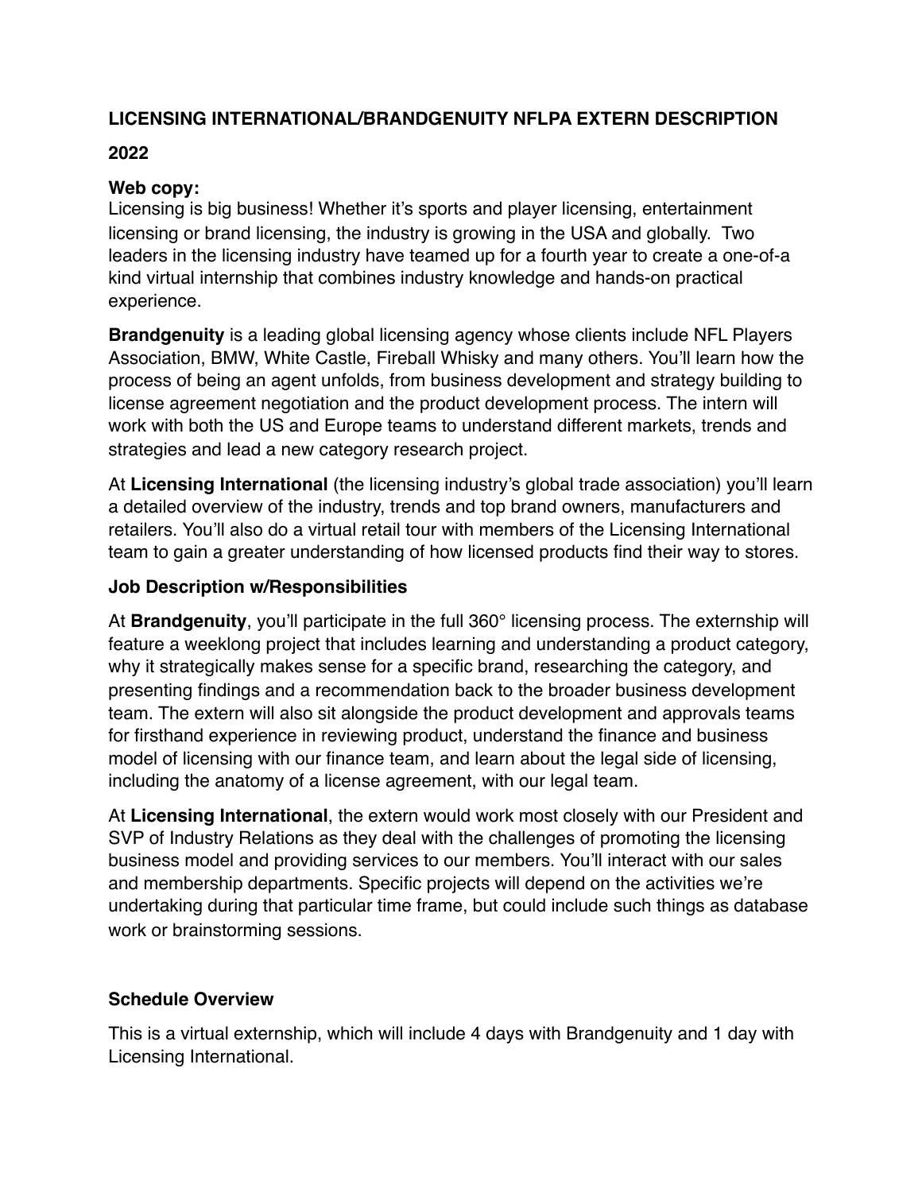**LICENSING INTERNATIONAL/BRANDGENUITY NFLPA EXTERN DESCRIPTION**

**2022**

**Web copy:**
Licensing is big business! Whether it's sports and player licensing, entertainment licensing or brand licensing, the industry is growing in the USA and globally. Two leaders in the licensing industry have teamed up for a fourth year to create a one-of-a kind virtual internship that combines industry knowledge and hands-on practical experience.

**Brandgenuity** is a leading global licensing agency whose clients include NFL Players Association, BMW, White Castle, Fireball Whisky and many others. You'll learn how the process of being an agent unfolds, from business development and strategy building to license agreement negotiation and the product development process. The intern will work with both the US and Europe teams to understand different markets, trends and strategies and lead a new category research project.

At **Licensing International** (the licensing industry's global trade association) you'll learn a detailed overview of the industry, trends and top brand owners, manufacturers and retailers. You'll also do a virtual retail tour with members of the Licensing International team to gain a greater understanding of how licensed products find their way to stores.

**Job Description w/Responsibilities**

At **Brandgenuity**, you'll participate in the full 360° licensing process. The externship will feature a weeklong project that includes learning and understanding a product category, why it strategically makes sense for a specific brand, researching the category, and presenting findings and a recommendation back to the broader business development team. The extern will also sit alongside the product development and approvals teams for firsthand experience in reviewing product, understand the finance and business model of licensing with our finance team, and learn about the legal side of licensing, including the anatomy of a license agreement, with our legal team.

At **Licensing International**, the extern would work most closely with our President and SVP of Industry Relations as they deal with the challenges of promoting the licensing business model and providing services to our members. You'll interact with our sales and membership departments. Specific projects will depend on the activities we're undertaking during that particular time frame, but could include such things as database work or brainstorming sessions.

**Schedule Overview**

This is a virtual externship, which will include 4 days with Brandgenuity and 1 day with Licensing International.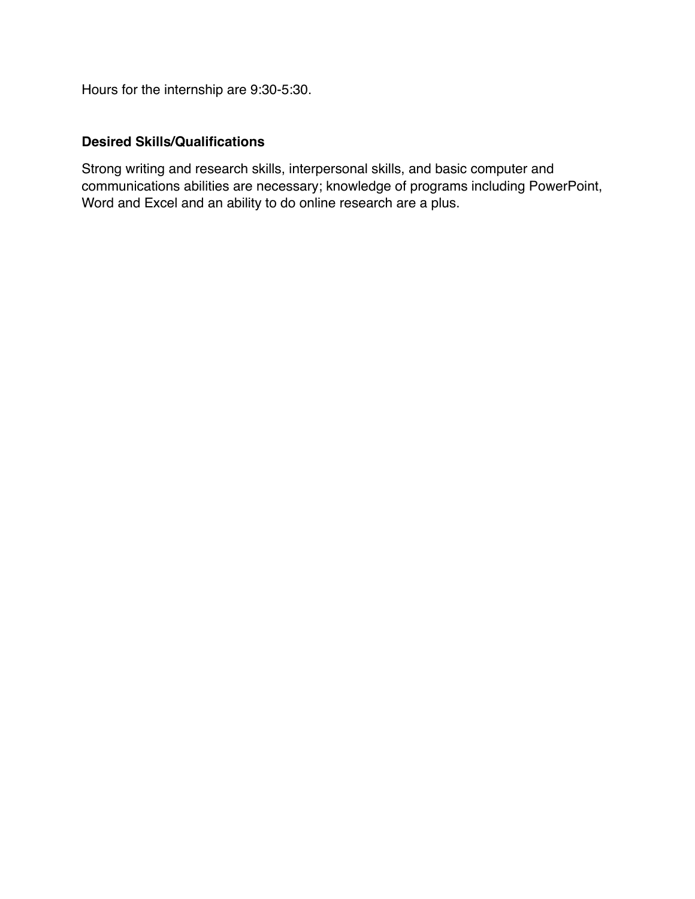Hours for the internship are 9:30-5:30.

### Desired Skills/Qualifications

Strong writing and research skills, interpersonal skills, and basic computer and communications abilities are necessary; knowledge of programs including PowerPoint, Word and Excel and an ability to do online research are a plus.